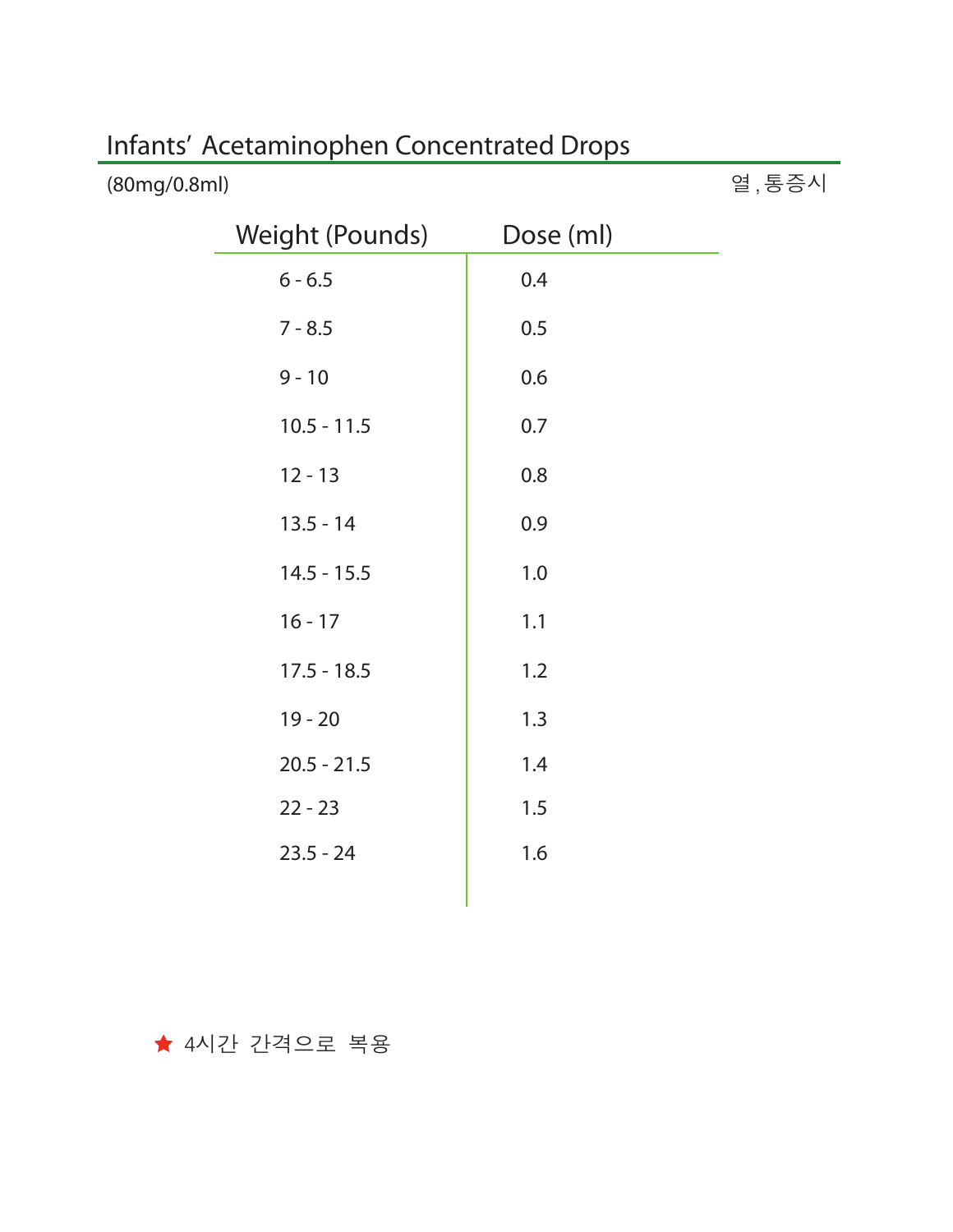# Infants' Acetaminophen Concentrated Drops

(80mg/0.8ml)

열 , 통증시

| Weight (Pounds) | Dose (ml) |
|---|---|
| 6 - 6.5 | 0.4 |
| 7 - 8.5 | 0.5 |
| 9 - 10 | 0.6 |
| 10.5 - 11.5 | 0.7 |
| 12 - 13 | 0.8 |
| 13.5 - 14 | 0.9 |
| 14.5 - 15.5 | 1.0 |
| 16 - 17 | 1.1 |
| 17.5 - 18.5 | 1.2 |
| 19 - 20 | 1.3 |
| 20.5 - 21.5 | 1.4 |
| 22 - 23 | 1.5 |
| 23.5 - 24 | 1.6 |

★ 4시간 간격으로 복용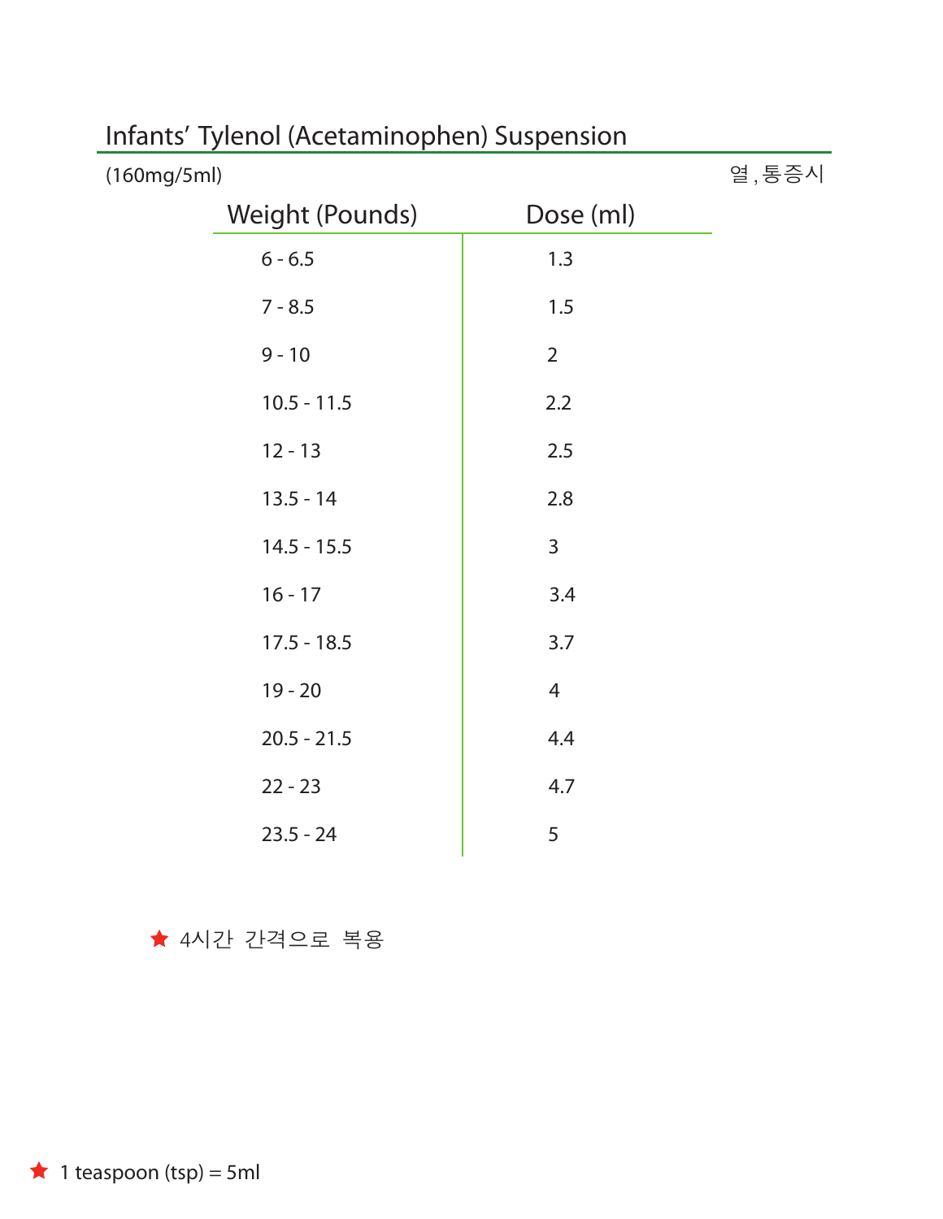## Infants' Tylenol (Acetaminophen) Suspension

(160mg/5ml) 열 , 통증시

| Weight (Pounds) | Dose (ml) |
|---|---|
| 6 - 6.5 | 1.3 |
| 7 - 8.5 | 1.5 |
| 9 - 10 | 2 |
| 10.5 - 11.5 | 2.2 |
| 12 - 13 | 2.5 |
| 13.5 - 14 | 2.8 |
| 14.5 - 15.5 | 3 |
| 16 - 17 | 3.4 |
| 17.5 - 18.5 | 3.7 |
| 19 - 20 | 4 |
| 20.5 - 21.5 | 4.4 |
| 22 - 23 | 4.7 |
| 23.5 - 24 | 5 |

★ 4시간 간격으로 복용

★ 1 teaspoon (tsp) = 5ml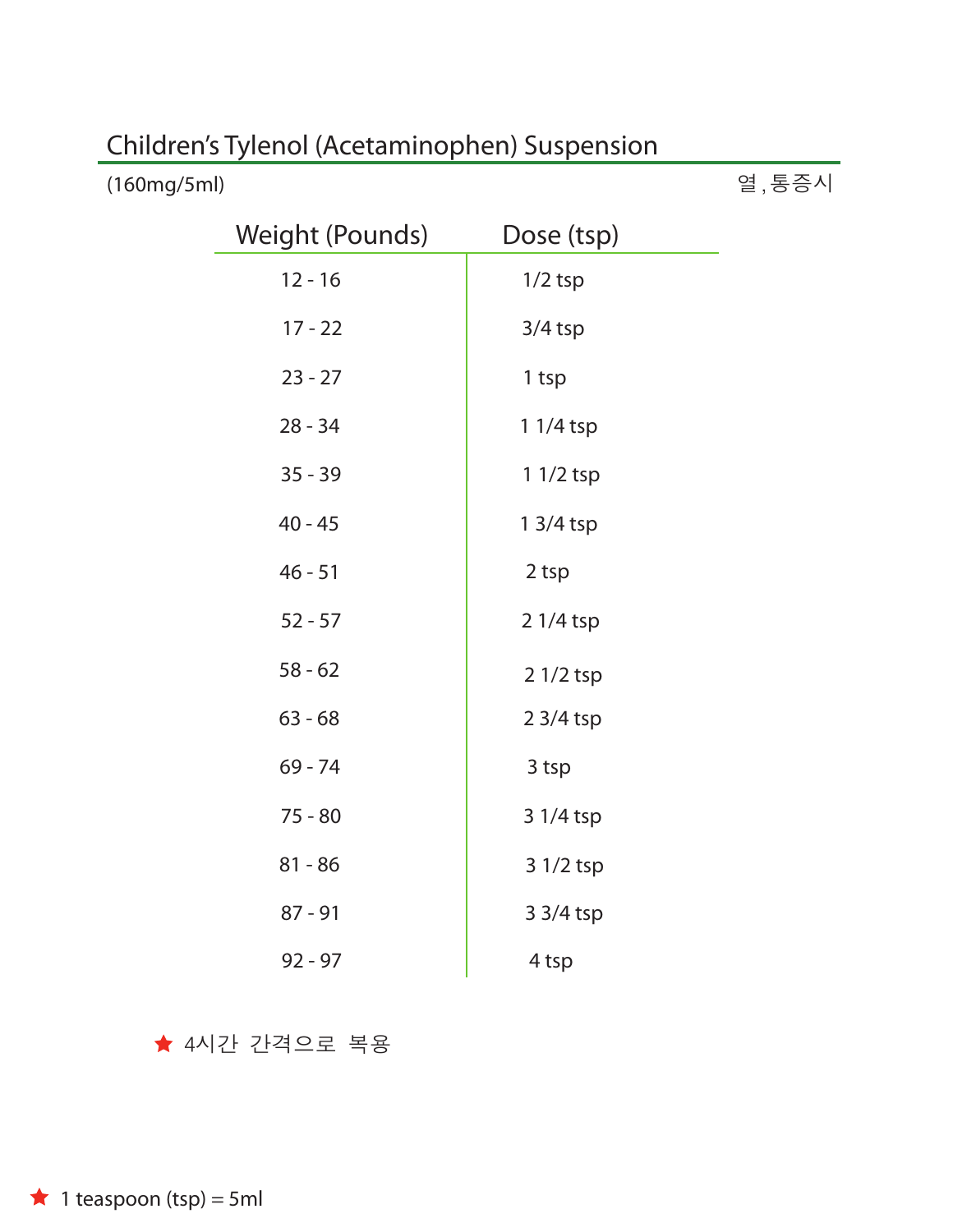## Children's Tylenol (Acetaminophen) Suspension

(160mg/5ml)

열 , 통증시

| Weight (Pounds) | Dose (tsp) |
|---|---|
| 12 - 16 | 1/2 tsp |
| 17 - 22 | 3/4 tsp |
| 23 - 27 | 1 tsp |
| 28 - 34 | 1 1/4 tsp |
| 35 - 39 | 1 1/2 tsp |
| 40 - 45 | 1 3/4 tsp |
| 46 - 51 | 2 tsp |
| 52 - 57 | 2 1/4 tsp |
| 58 - 62 | 2 1/2 tsp |
| 63 - 68 | 2 3/4 tsp |
| 69 - 74 | 3 tsp |
| 75 - 80 | 3 1/4 tsp |
| 81 - 86 | 3 1/2 tsp |
| 87 - 91 | 3 3/4 tsp |
| 92 - 97 | 4 tsp |

★ 4시간 간격으로 복용

★ 1 teaspoon (tsp) = 5ml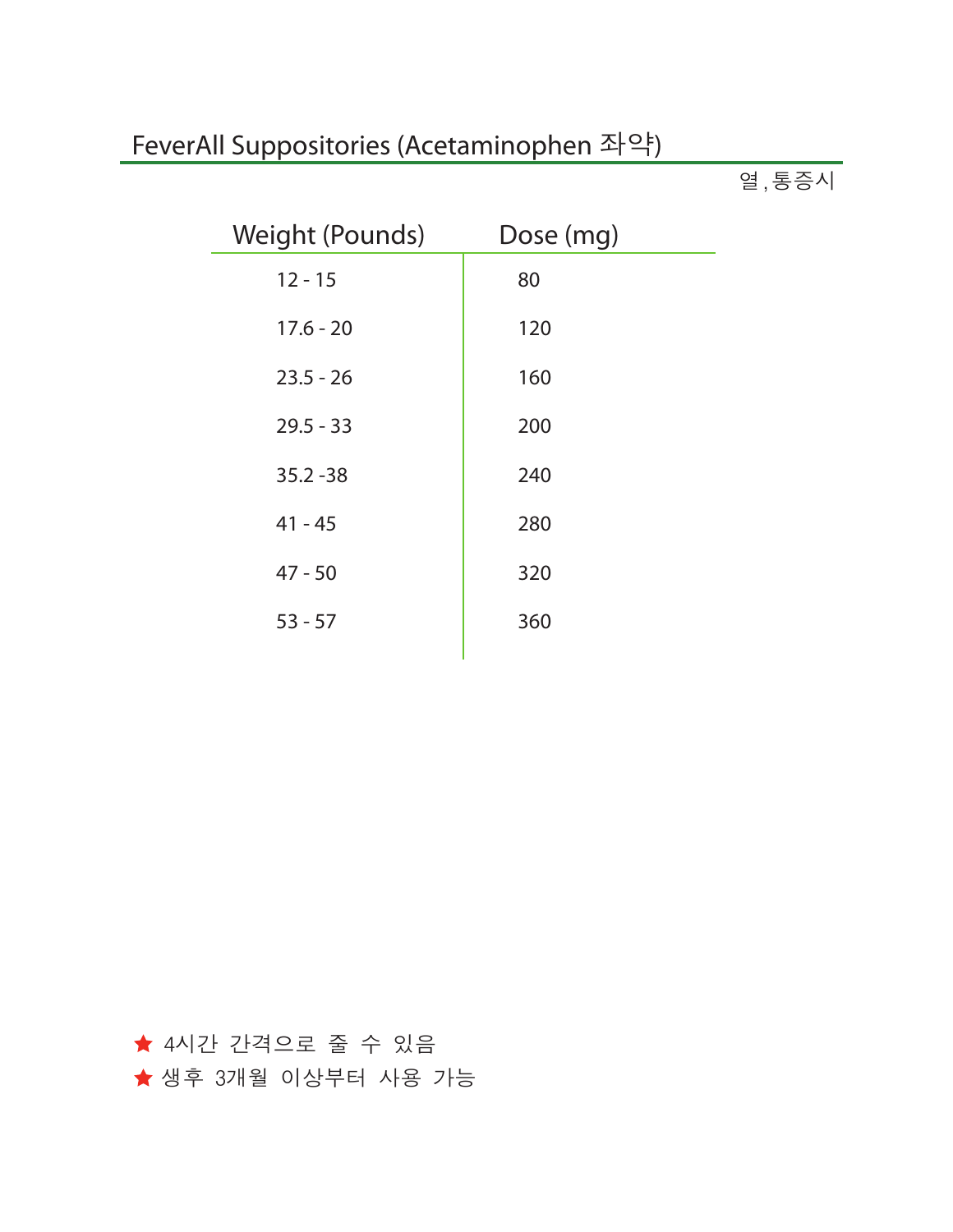## FeverAll Suppositories (Acetaminophen 좌약)

열 , 통증시

| Weight (Pounds) | Dose (mg) |
|---|---|
| 12 - 15 | 80 |
| 17.6 - 20 | 120 |
| 23.5 - 26 | 160 |
| 29.5 - 33 | 200 |
| 35.2 -38 | 240 |
| 41 - 45 | 280 |
| 47 - 50 | 320 |
| 53 - 57 | 360 |

★ 4시간 간격으로 줄 수 있음

★ 생후 3개월 이상부터 사용 가능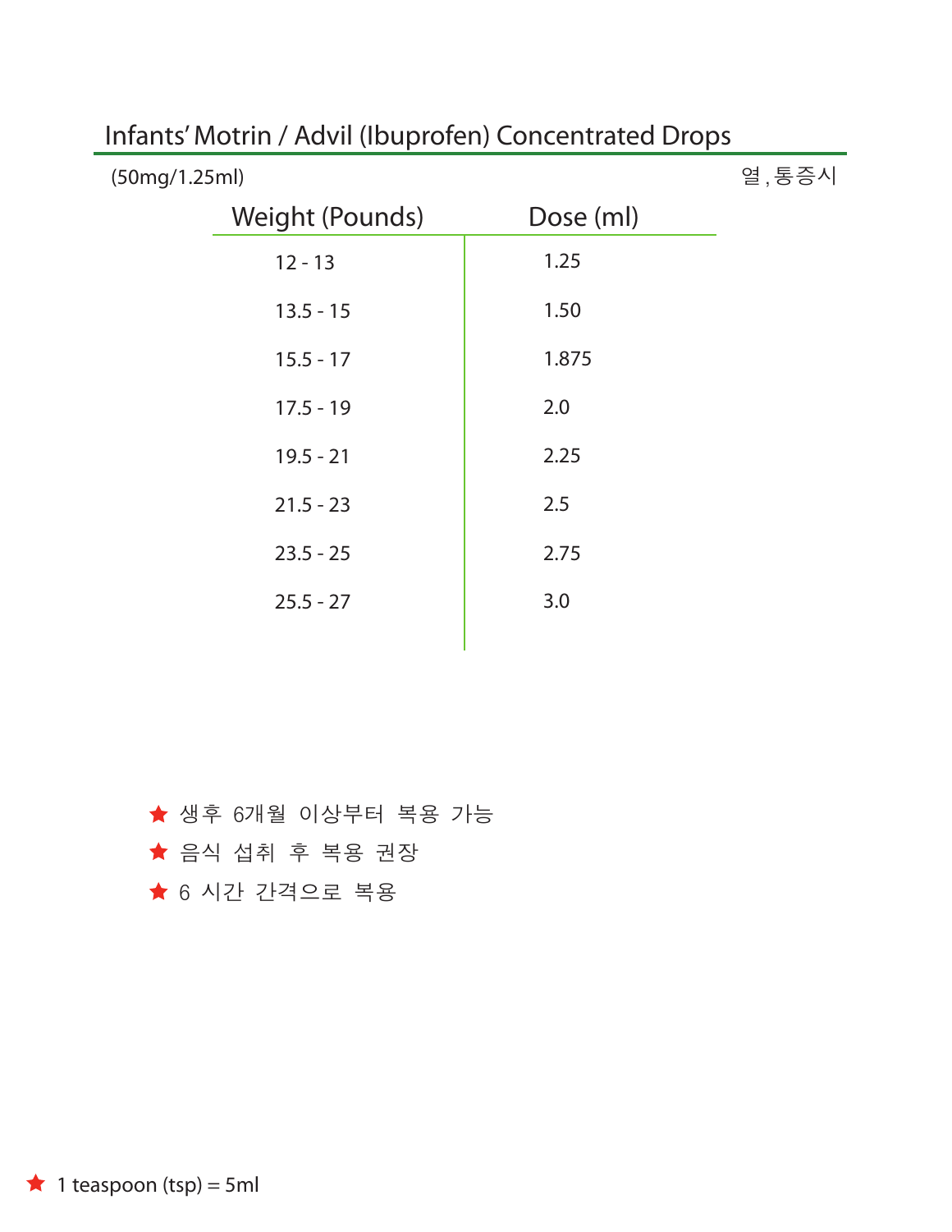## Infants' Motrin / Advil (Ibuprofen) Concentrated Drops

(50mg/1.25ml)

열 , 통증시

| Weight (Pounds) | Dose (ml) |
|---|---|
| 12 - 13 | 1.25 |
| 13.5 - 15 | 1.50 |
| 15.5 - 17 | 1.875 |
| 17.5 - 19 | 2.0 |
| 19.5 - 21 | 2.25 |
| 21.5 - 23 | 2.5 |
| 23.5 - 25 | 2.75 |
| 25.5 - 27 | 3.0 |

★ 생후 6개월 이상부터 복용 가능

★ 음식 섭취 후 복용 권장

★ 6 시간 간격으로 복용

★ 1 teaspoon (tsp) = 5ml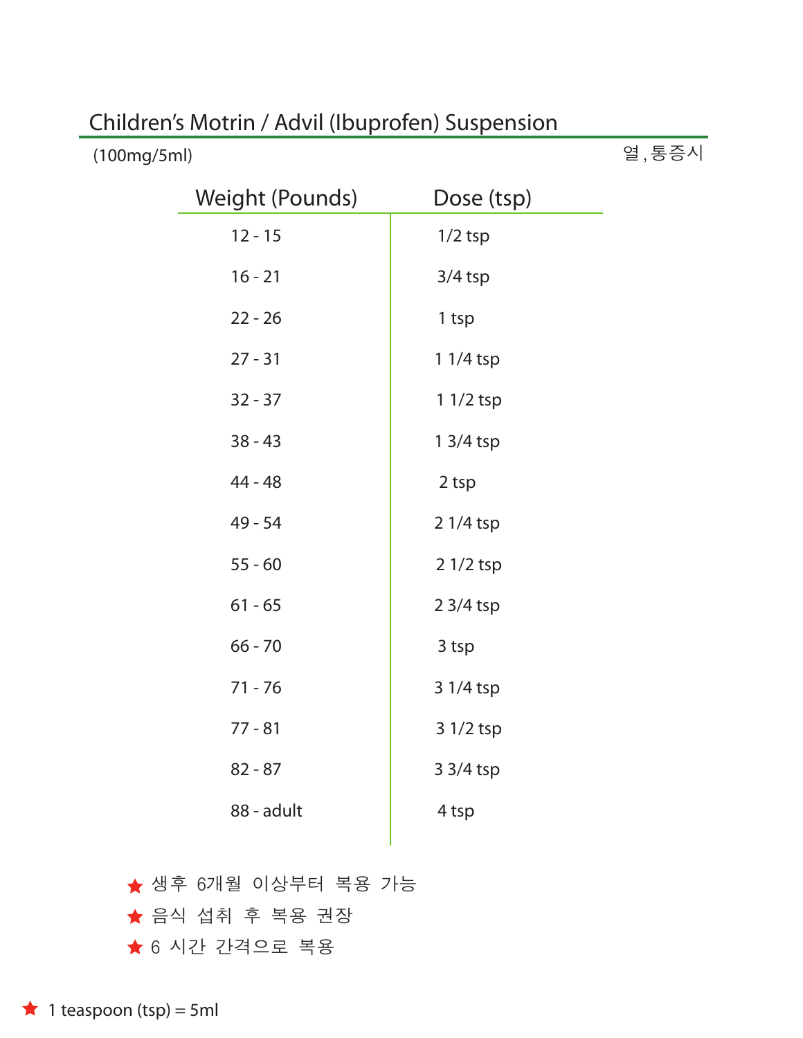## Children's Motrin / Advil (Ibuprofen) Suspension

(100mg/5ml)

열 , 통증시

| Weight (Pounds) | Dose (tsp) |
|---|---|
| 12 - 15 | 1/2 tsp |
| 16 - 21 | 3/4 tsp |
| 22 - 26 | 1 tsp |
| 27 - 31 | 1 1/4 tsp |
| 32 - 37 | 1 1/2 tsp |
| 38 - 43 | 1 3/4 tsp |
| 44 - 48 | 2 tsp |
| 49 - 54 | 2 1/4 tsp |
| 55 - 60 | 2 1/2 tsp |
| 61 - 65 | 2 3/4 tsp |
| 66 - 70 | 3 tsp |
| 71 - 76 | 3 1/4 tsp |
| 77 - 81 | 3 1/2 tsp |
| 82 - 87 | 3 3/4 tsp |
| 88 - adult | 4 tsp |

★ 생후 6개월 이상부터 복용 가능

★ 음식 섭취 후 복용 권장

★ 6 시간 간격으로 복용

★ 1 teaspoon (tsp) = 5ml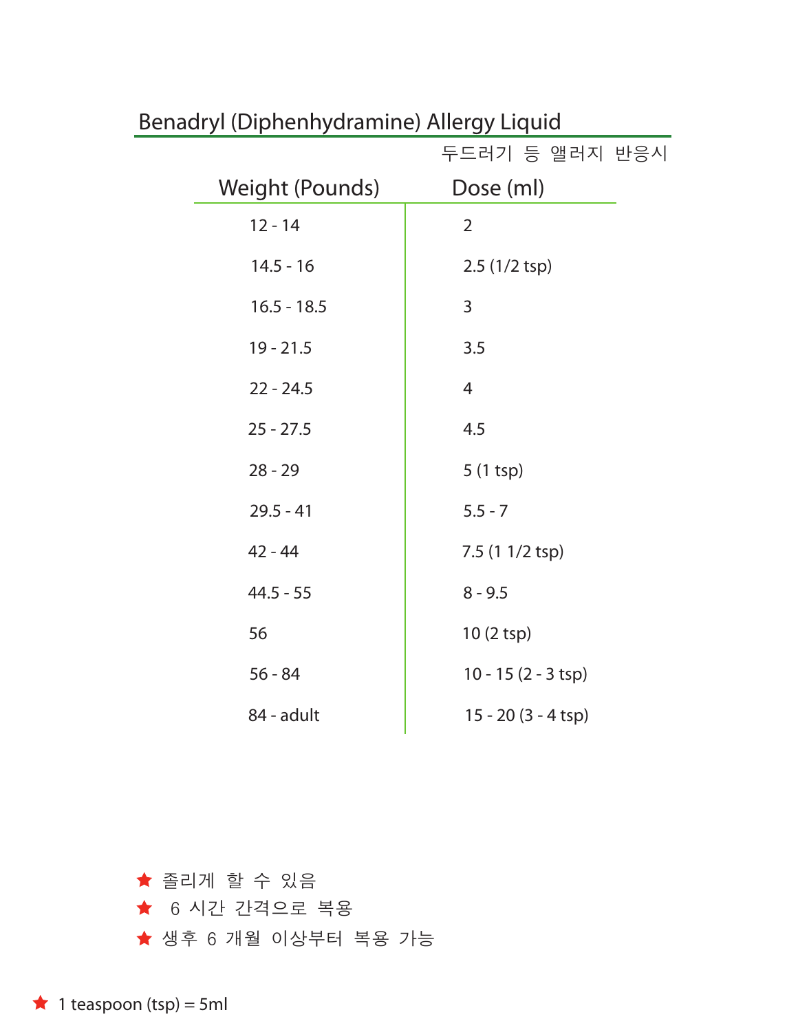## Benadryl (Diphenhydramine) Allergy Liquid

두드러기 등 앨러지 반응시

| Weight (Pounds) | Dose (ml) |
|---|---|
| 12 - 14 | 2 |
| 14.5 - 16 | 2.5 (1/2 tsp) |
| 16.5 - 18.5 | 3 |
| 19 - 21.5 | 3.5 |
| 22 - 24.5 | 4 |
| 25 - 27.5 | 4.5 |
| 28 - 29 | 5 (1 tsp) |
| 29.5 - 41 | 5.5 - 7 |
| 42 - 44 | 7.5 (1 1/2 tsp) |
| 44.5 - 55 | 8 - 9.5 |
| 56 | 10 (2 tsp) |
| 56 - 84 | 10 - 15 (2 - 3 tsp) |
| 84 - adult | 15 - 20 (3 - 4 tsp) |

★ 졸리게 할 수 있음

★ 6 시간 간격으로 복용

★ 생후 6 개월 이상부터 복용 가능

★ 1 teaspoon (tsp) = 5ml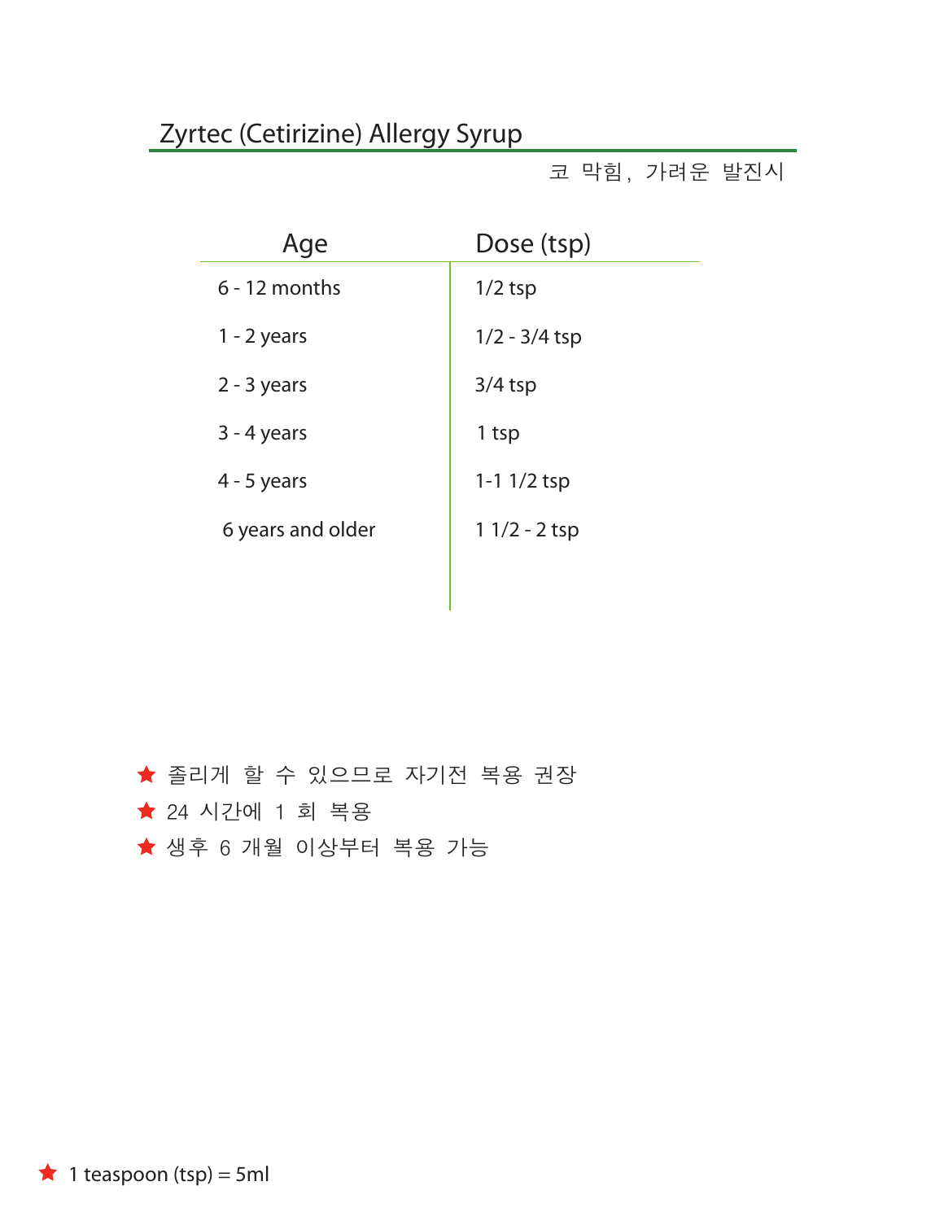## Zyrtec (Cetirizine) Allergy Syrup

코 막힘, 가려운 발진시

| Age | Dose (tsp) |
|---|---|
| 6 - 12 months | 1/2 tsp |
| 1 - 2 years | 1/2 - 3/4 tsp |
| 2 - 3 years | 3/4 tsp |
| 3 - 4 years | 1 tsp |
| 4 - 5 years | 1-1 1/2 tsp |
| 6 years and older | 1 1/2 - 2 tsp |

★ 졸리게 할 수 있으므로 자기전 복용 권장

★ 24 시간에 1 회 복용

★ 생후 6 개월 이상부터 복용 가능

★ 1 teaspoon (tsp) = 5ml